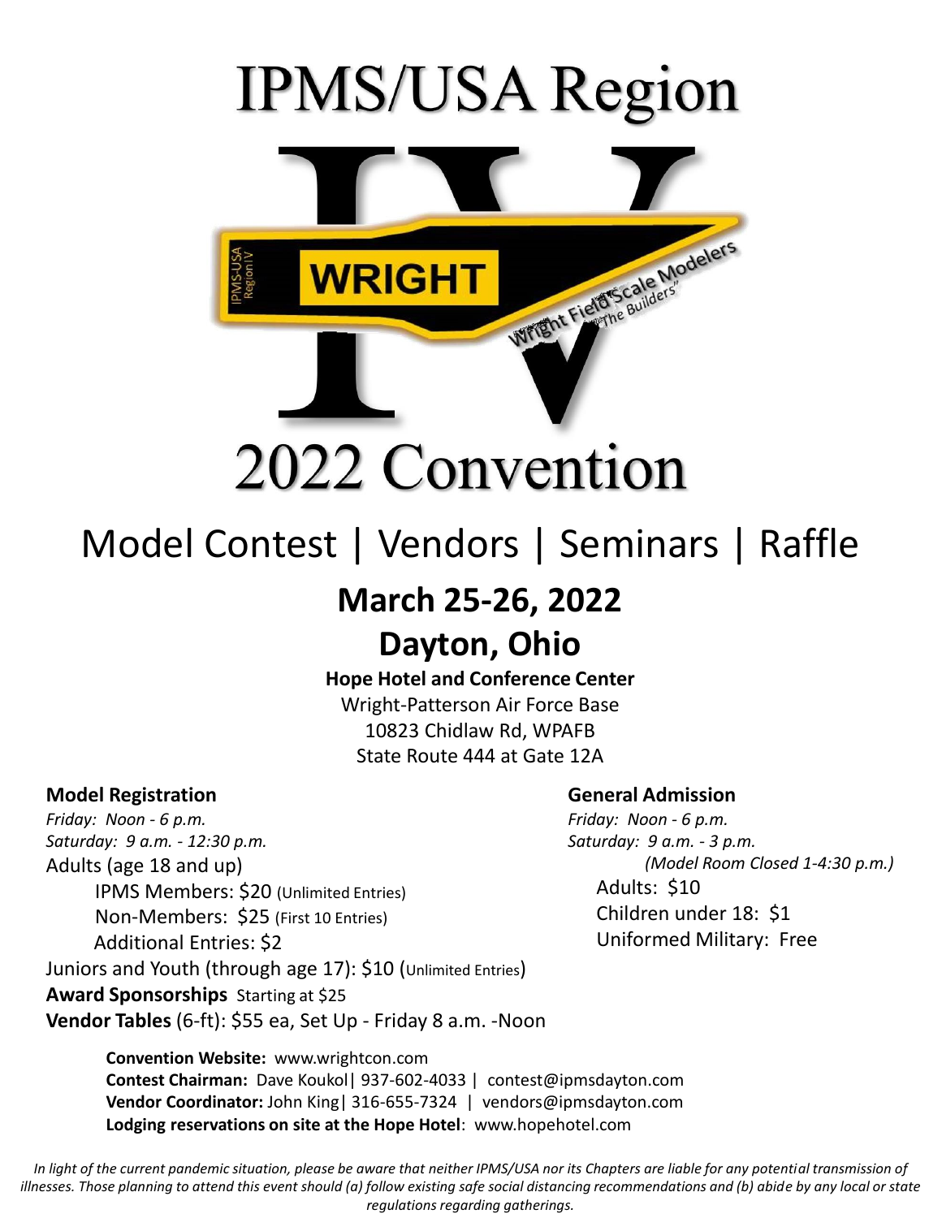# IPMS/USA Region IV

IPMS-USA Region IV

WRIGHT

Wright Field Scale Modelers "The Builders"

# 2022 Convention

## Model Contest | Vendors | Seminars | Raffle

## March 25-26, 2022

## Dayton, Ohio

**Hope Hotel and Conference Center**
Wright-Patterson Air Force Base
10823 Chidlaw Rd, WPAFB
State Route 444 at Gate 12A

### Model Registration

*Friday: Noon - 6 p.m.*
*Saturday: 9 a.m. - 12:30 p.m.*

Adults (age 18 and up)

- IPMS Members: $20 (Unlimited Entries)
- Non-Members: $25 (First 10 Entries)
- Additional Entries: $2

Juniors and Youth (through age 17): $10 (Unlimited Entries)

**Award Sponsorships** Starting at $25

**Vendor Tables** (6-ft): $55 ea, Set Up - Friday 8 a.m. -Noon

### General Admission

*Friday: Noon - 6 p.m.*
*Saturday: 9 a.m. - 3 p.m.*
*(Model Room Closed 1-4:30 p.m.)*

- Adults: $10
- Children under 18: $1
- Uniformed Military: Free

**Convention Website:** www.wrightcon.com
**Contest Chairman:** Dave Koukol | 937-602-4033 | contest@ipmsdayton.com
**Vendor Coordinator:** John King | 316-655-7324 | vendors@ipmsdayton.com
**Lodging reservations on site at the Hope Hotel**: www.hopehotel.com

*In light of the current pandemic situation, please be aware that neither IPMS/USA nor its Chapters are liable for any potential transmission of illnesses. Those planning to attend this event should (a) follow existing safe social distancing recommendations and (b) abide by any local or state regulations regarding gatherings.*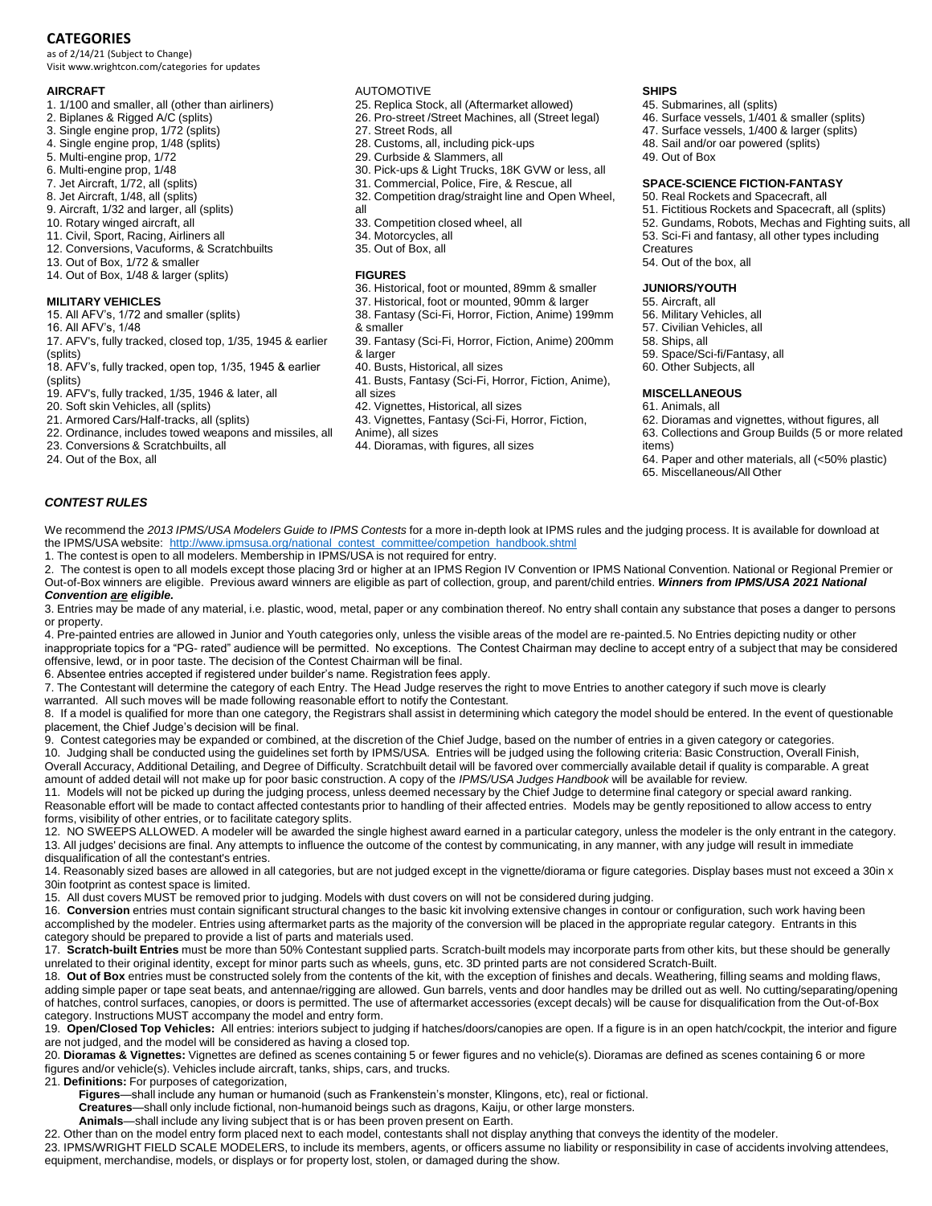# CATEGORIES

as of 2/14/21 (Subject to Change)
Visit www.wrightcon.com/categories for updates

### AIRCRAFT

1. 1/100 and smaller, all (other than airliners)
2. Biplanes & Rigged A/C (splits)
3. Single engine prop, 1/72 (splits)
4. Single engine prop, 1/48 (splits)
5. Multi-engine prop, 1/72
6. Multi-engine prop, 1/48
7. Jet Aircraft, 1/72, all (splits)
8. Jet Aircraft, 1/48, all (splits)
9. Aircraft, 1/32 and larger, all (splits)
10. Rotary winged aircraft, all
11. Civil, Sport, Racing, Airliners all
12. Conversions, Vacuforms, & Scratchbuilts
13. Out of Box, 1/72 & smaller
14. Out of Box, 1/48 & larger (splits)

### MILITARY VEHICLES

15. All AFV's, 1/72 and smaller (splits)
16. All AFV's, 1/48
17. AFV's, fully tracked, closed top, 1/35, 1945 & earlier (splits)
18. AFV's, fully tracked, open top, 1/35, 1945 & earlier (splits)
19. AFV's, fully tracked, 1/35, 1946 & later, all
20. Soft skin Vehicles, all (splits)
21. Armored Cars/Half-tracks, all (splits)
22. Ordinance, includes towed weapons and missiles, all
23. Conversions & Scratchbuilts, all
24. Out of the Box, all

### AUTOMOTIVE

25. Replica Stock, all (Aftermarket allowed)
26. Pro-street /Street Machines, all (Street legal)
27. Street Rods, all
28. Customs, all, including pick-ups
29. Curbside & Slammers, all
30. Pick-ups & Light Trucks, 18K GVW or less, all
31. Commercial, Police, Fire, & Rescue, all
32. Competition drag/straight line and Open Wheel, all
33. Competition closed wheel, all
34. Motorcycles, all
35. Out of Box, all

### FIGURES

36. Historical, foot or mounted, 89mm & smaller
37. Historical, foot or mounted, 90mm & larger
38. Fantasy (Sci-Fi, Horror, Fiction, Anime) 199mm & smaller
39. Fantasy (Sci-Fi, Horror, Fiction, Anime) 200mm & larger
40. Busts, Historical, all sizes
41. Busts, Fantasy (Sci-Fi, Horror, Fiction, Anime), all sizes
42. Vignettes, Historical, all sizes
43. Vignettes, Fantasy (Sci-Fi, Horror, Fiction, Anime), all sizes
44. Dioramas, with figures, all sizes

### SHIPS

45. Submarines, all (splits)
46. Surface vessels, 1/401 & smaller (splits)
47. Surface vessels, 1/400 & larger (splits)
48. Sail and/or oar powered (splits)
49. Out of Box

### SPACE-SCIENCE FICTION-FANTASY

50. Real Rockets and Spacecraft, all
51. Fictitious Rockets and Spacecraft, all (splits)
52. Gundams, Robots, Mechas and Fighting suits, all
53. Sci-Fi and fantasy, all other types including Creatures
54. Out of the box, all

### JUNIORS/YOUTH

55. Aircraft, all
56. Military Vehicles, all
57. Civilian Vehicles, all
58. Ships, all
59. Space/Sci-fi/Fantasy, all
60. Other Subjects, all

### MISCELLANEOUS

61. Animals, all
62. Dioramas and vignettes, without figures, all
63. Collections and Group Builds (5 or more related items)
64. Paper and other materials, all (<50% plastic)
65. Miscellaneous/All Other

## *CONTEST RULES*

We recommend the *2013 IPMS/USA Modelers Guide to IPMS Contests* for a more in-depth look at IPMS rules and the judging process. It is available for download at the IPMS/USA website: http://www.ipmsusa.org/national_contest_committee/competion_handbook.shtml

1. The contest is open to all modelers. Membership in IPMS/USA is not required for entry.
2. The contest is open to all models except those placing 3rd or higher at an IPMS Region IV Convention or IPMS National Convention. National or Regional Premier or Out-of-Box winners are eligible. Previous award winners are eligible as part of collection, group, and parent/child entries. ***Winners from IPMS/USA 2021 National Convention are eligible.***
3. Entries may be made of any material, i.e. plastic, wood, metal, paper or any combination thereof. No entry shall contain any substance that poses a danger to persons or property.
4. Pre-painted entries are allowed in Junior and Youth categories only, unless the visible areas of the model are re-painted.5. No Entries depicting nudity or other inappropriate topics for a "PG- rated" audience will be permitted. No exceptions. The Contest Chairman may decline to accept entry of a subject that may be considered offensive, lewd, or in poor taste. The decision of the Contest Chairman will be final.
6. Absentee entries accepted if registered under builder's name. Registration fees apply.
7. The Contestant will determine the category of each Entry. The Head Judge reserves the right to move Entries to another category if such move is clearly warranted. All such moves will be made following reasonable effort to notify the Contestant.
8. If a model is qualified for more than one category, the Registrars shall assist in determining which category the model should be entered. In the event of questionable placement, the Chief Judge's decision will be final.
9. Contest categories may be expanded or combined, at the discretion of the Chief Judge, based on the number of entries in a given category or categories.
10. Judging shall be conducted using the guidelines set forth by IPMS/USA. Entries will be judged using the following criteria: Basic Construction, Overall Finish, Overall Accuracy, Additional Detailing, and Degree of Difficulty. Scratchbuilt detail will be favored over commercially available detail if quality is comparable. A great amount of added detail will not make up for poor basic construction. A copy of the *IPMS/USA Judges Handbook* will be available for review.
11. Models will not be picked up during the judging process, unless deemed necessary by the Chief Judge to determine final category or special award ranking. Reasonable effort will be made to contact affected contestants prior to handling of their affected entries. Models may be gently repositioned to allow access to entry forms, visibility of other entries, or to facilitate category splits.
12. NO SWEEPS ALLOWED. A modeler will be awarded the single highest award earned in a particular category, unless the modeler is the only entrant in the category.
13. All judges' decisions are final. Any attempts to influence the outcome of the contest by communicating, in any manner, with any judge will result in immediate disqualification of all the contestant's entries.
14. Reasonably sized bases are allowed in all categories, but are not judged except in the vignette/diorama or figure categories. Display bases must not exceed a 30in x 30in footprint as contest space is limited.
15. All dust covers MUST be removed prior to judging. Models with dust covers on will not be considered during judging.
16. **Conversion** entries must contain significant structural changes to the basic kit involving extensive changes in contour or configuration, such work having been accomplished by the modeler. Entries using aftermarket parts as the majority of the conversion will be placed in the appropriate regular category. Entrants in this category should be prepared to provide a list of parts and materials used.
17. **Scratch-built Entries** must be more than 50% Contestant supplied parts. Scratch-built models may incorporate parts from other kits, but these should be generally unrelated to their original identity, except for minor parts such as wheels, guns, etc. 3D printed parts are not considered Scratch-Built.
18. **Out of Box** entries must be constructed solely from the contents of the kit, with the exception of finishes and decals. Weathering, filling seams and molding flaws, adding simple paper or tape seat beats, and antennae/rigging are allowed. Gun barrels, vents and door handles may be drilled out as well. No cutting/separating/opening of hatches, control surfaces, canopies, or doors is permitted. The use of aftermarket accessories (except decals) will be cause for disqualification from the Out-of-Box category. Instructions MUST accompany the model and entry form.
19. **Open/Closed Top Vehicles:** All entries: interiors subject to judging if hatches/doors/canopies are open. If a figure is in an open hatch/cockpit, the interior and figure are not judged, and the model will be considered as having a closed top.
20. **Dioramas & Vignettes:** Vignettes are defined as scenes containing 5 or fewer figures and no vehicle(s). Dioramas are defined as scenes containing 6 or more figures and/or vehicle(s). Vehicles include aircraft, tanks, ships, cars, and trucks.
21. **Definitions:** For purposes of categorization,
    - **Figures**—shall include any human or humanoid (such as Frankenstein's monster, Klingons, etc), real or fictional.
    - **Creatures**—shall only include fictional, non-humanoid beings such as dragons, Kaiju, or other large monsters.
    - **Animals**—shall include any living subject that is or has been proven present on Earth.
22. Other than on the model entry form placed next to each model, contestants shall not display anything that conveys the identity of the modeler.
23. IPMS/WRIGHT FIELD SCALE MODELERS, to include its members, agents, or officers assume no liability or responsibility in case of accidents involving attendees, equipment, merchandise, models, or displays or for property lost, stolen, or damaged during the show.